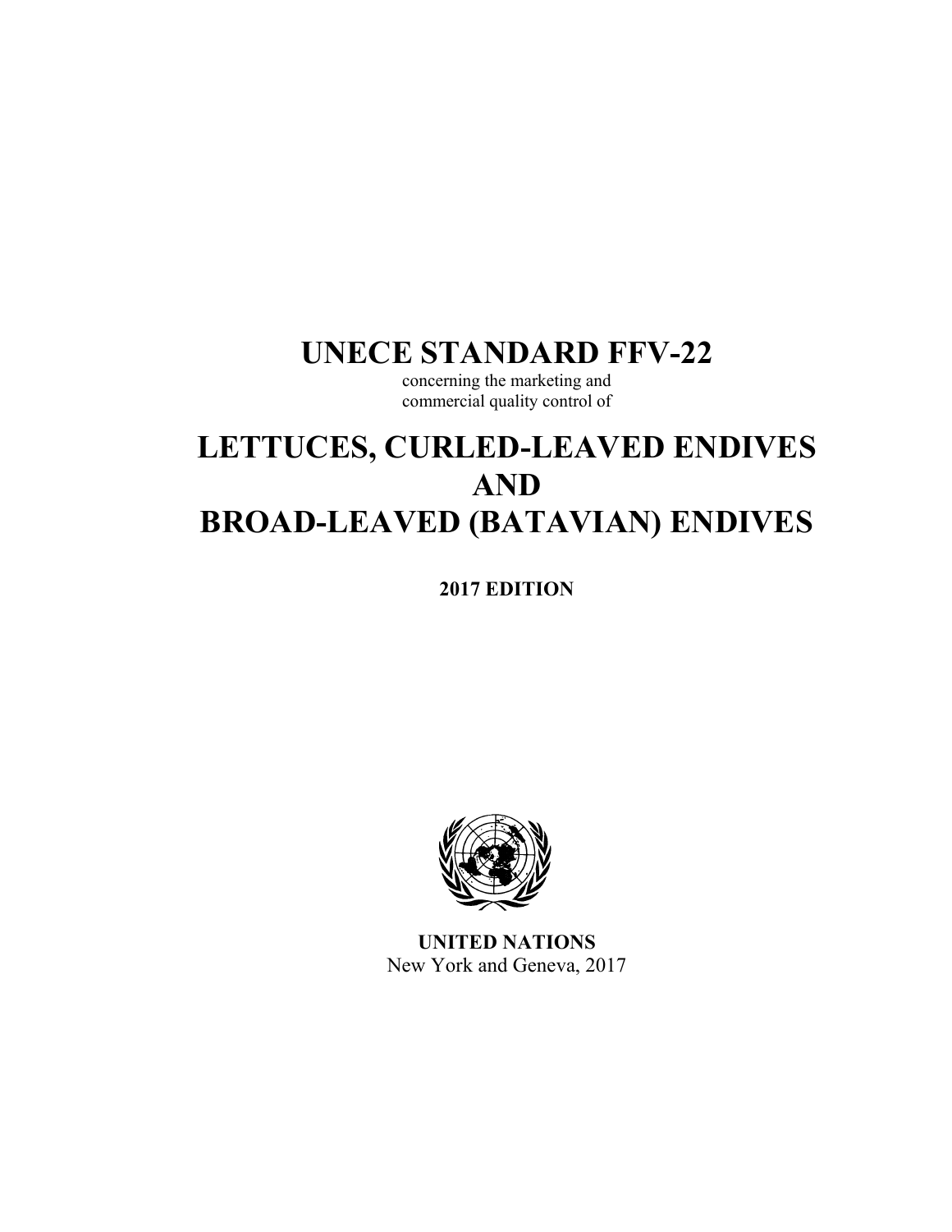# UNECE STANDARD FFV-22

concerning the marketing and
commercial quality control of

# LETTUCES, CURLED-LEAVED ENDIVES AND BROAD-LEAVED (BATAVIAN) ENDIVES

**2017 EDITION**

**UNITED NATIONS**
New York and Geneva, 2017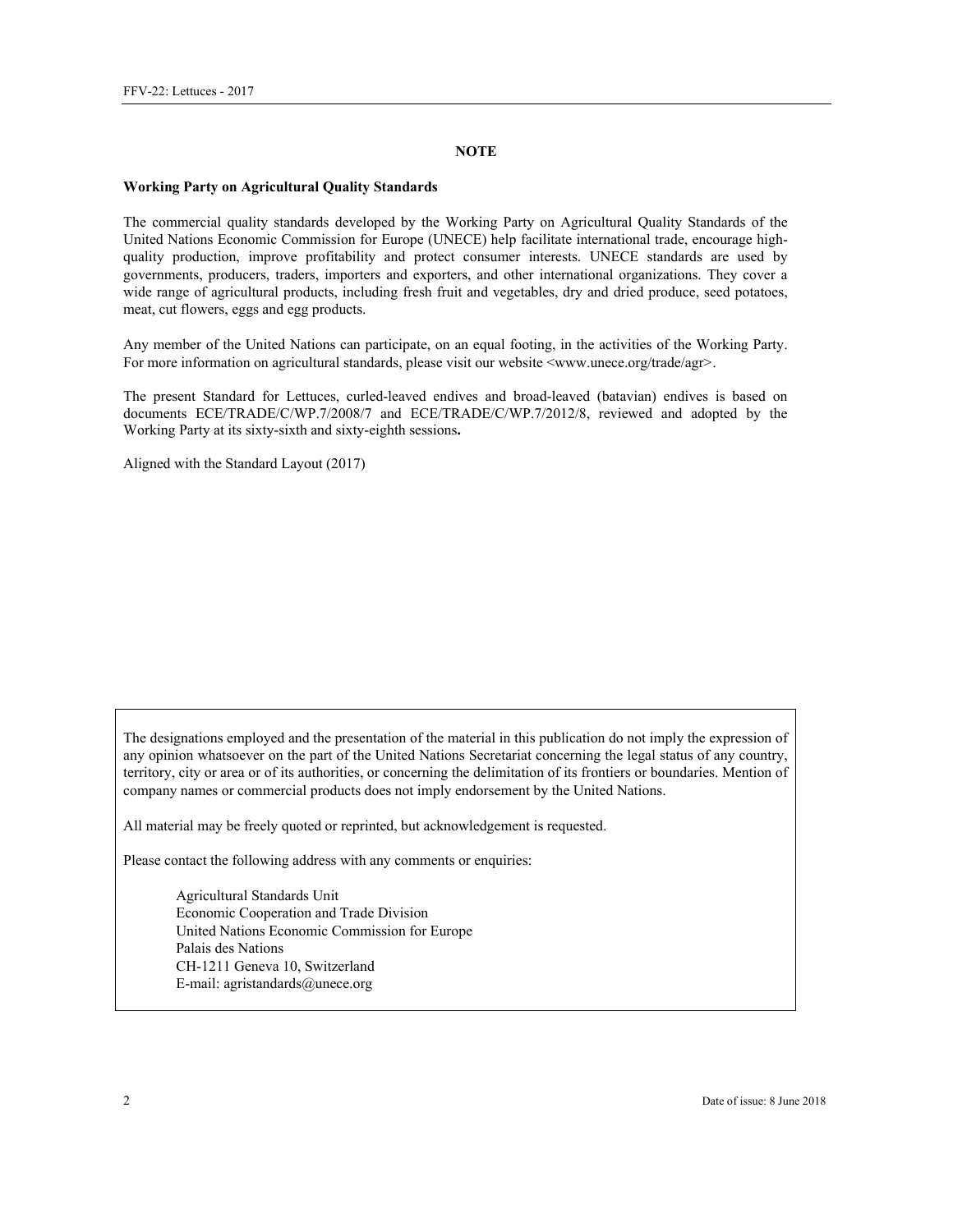## NOTE

**Working Party on Agricultural Quality Standards**

The commercial quality standards developed by the Working Party on Agricultural Quality Standards of the United Nations Economic Commission for Europe (UNECE) help facilitate international trade, encourage high-quality production, improve profitability and protect consumer interests. UNECE standards are used by governments, producers, traders, importers and exporters, and other international organizations. They cover a wide range of agricultural products, including fresh fruit and vegetables, dry and dried produce, seed potatoes, meat, cut flowers, eggs and egg products.

Any member of the United Nations can participate, on an equal footing, in the activities of the Working Party. For more information on agricultural standards, please visit our website <www.unece.org/trade/agr>.

The present Standard for Lettuces, curled-leaved endives and broad-leaved (batavian) endives is based on documents ECE/TRADE/C/WP.7/2008/7 and ECE/TRADE/C/WP.7/2012/8, reviewed and adopted by the Working Party at its sixty-sixth and sixty-eighth sessions**.**

Aligned with the Standard Layout (2017)

The designations employed and the presentation of the material in this publication do not imply the expression of any opinion whatsoever on the part of the United Nations Secretariat concerning the legal status of any country, territory, city or area or of its authorities, or concerning the delimitation of its frontiers or boundaries. Mention of company names or commercial products does not imply endorsement by the United Nations.

All material may be freely quoted or reprinted, but acknowledgement is requested.

Please contact the following address with any comments or enquiries:

Agricultural Standards Unit
Economic Cooperation and Trade Division
United Nations Economic Commission for Europe
Palais des Nations
CH-1211 Geneva 10, Switzerland
E-mail: agristandards@unece.org

Date of issue: 8 June 2018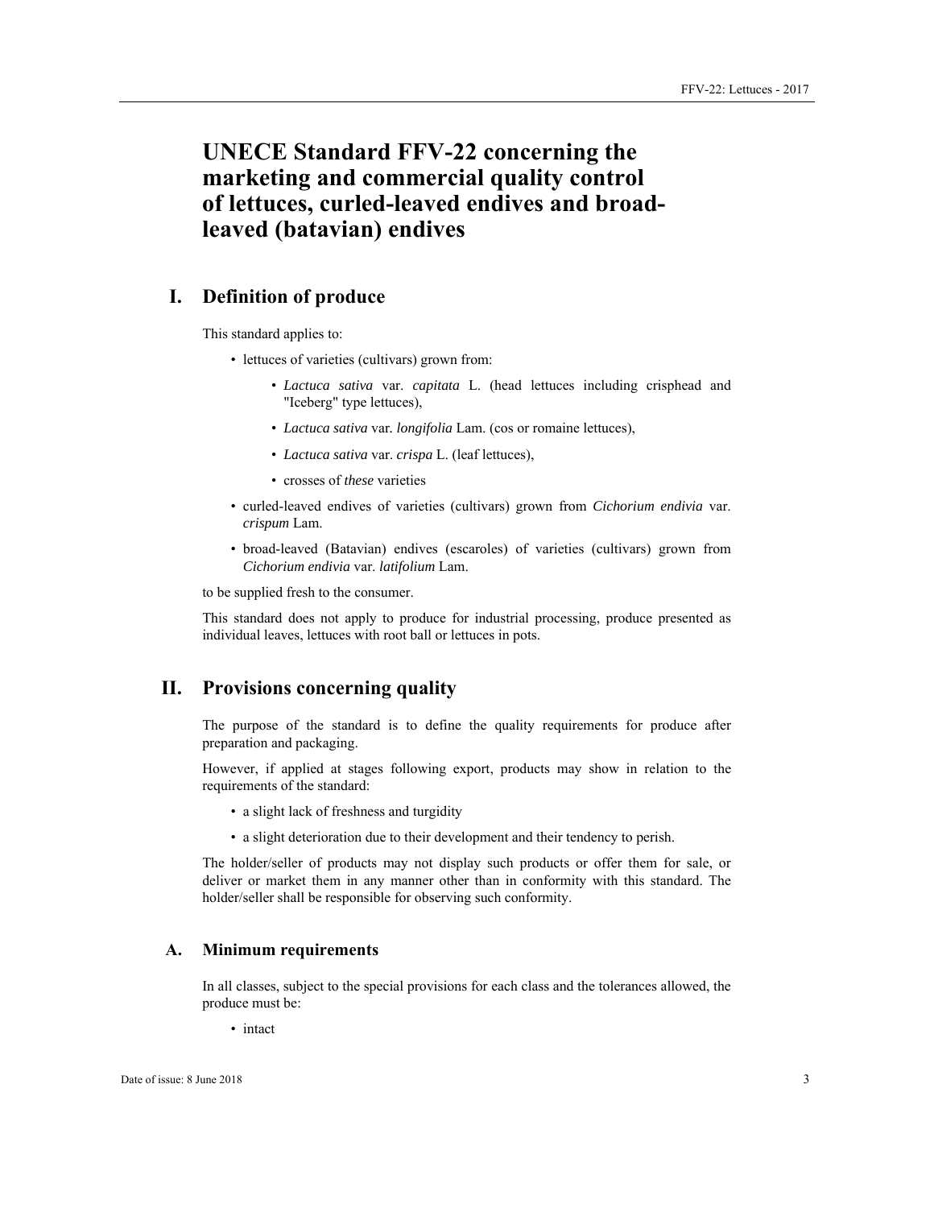# UNECE Standard FFV-22 concerning the marketing and commercial quality control of lettuces, curled-leaved endives and broad-leaved (batavian) endives

## I. Definition of produce

This standard applies to:

- lettuces of varieties (cultivars) grown from:
  - *Lactuca sativa* var. *capitata* L. (head lettuces including crisphead and "Iceberg" type lettuces),
  - *Lactuca sativa* var. *longifolia* Lam. (cos or romaine lettuces),
  - *Lactuca sativa* var. *crispa* L. (leaf lettuces),
  - crosses of *these* varieties
- curled-leaved endives of varieties (cultivars) grown from *Cichorium endivia* var. *crispum* Lam.
- broad-leaved (Batavian) endives (escaroles) of varieties (cultivars) grown from *Cichorium endivia* var. *latifolium* Lam.

to be supplied fresh to the consumer.

This standard does not apply to produce for industrial processing, produce presented as individual leaves, lettuces with root ball or lettuces in pots.

## II. Provisions concerning quality

The purpose of the standard is to define the quality requirements for produce after preparation and packaging.

However, if applied at stages following export, products may show in relation to the requirements of the standard:

- a slight lack of freshness and turgidity
- a slight deterioration due to their development and their tendency to perish.

The holder/seller of products may not display such products or offer them for sale, or deliver or market them in any manner other than in conformity with this standard. The holder/seller shall be responsible for observing such conformity.

### A. Minimum requirements

In all classes, subject to the special provisions for each class and the tolerances allowed, the produce must be:

- intact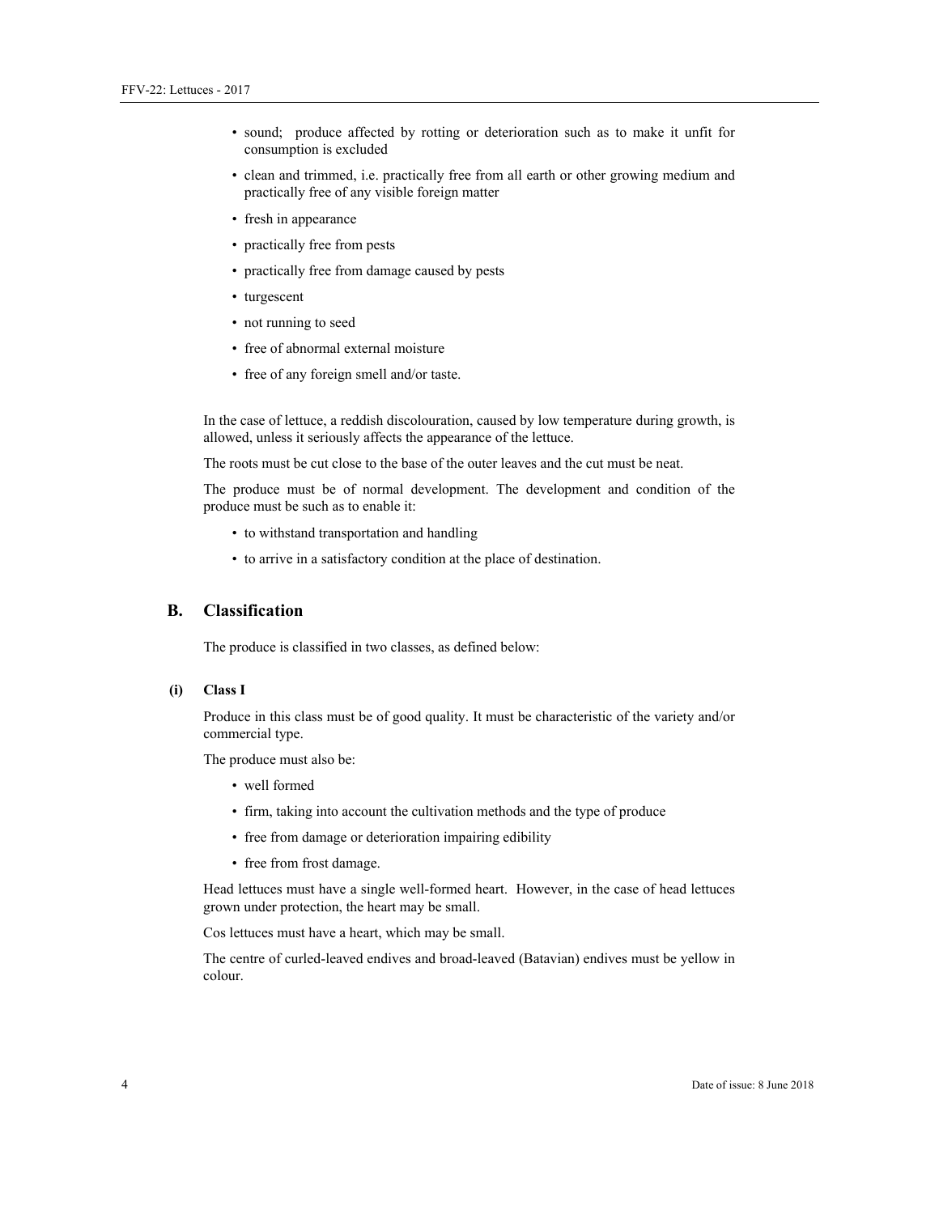- sound; produce affected by rotting or deterioration such as to make it unfit for consumption is excluded
- clean and trimmed, i.e. practically free from all earth or other growing medium and practically free of any visible foreign matter
- fresh in appearance
- practically free from pests
- practically free from damage caused by pests
- turgescent
- not running to seed
- free of abnormal external moisture
- free of any foreign smell and/or taste.

In the case of lettuce, a reddish discolouration, caused by low temperature during growth, is allowed, unless it seriously affects the appearance of the lettuce.

The roots must be cut close to the base of the outer leaves and the cut must be neat.

The produce must be of normal development. The development and condition of the produce must be such as to enable it:

- to withstand transportation and handling
- to arrive in a satisfactory condition at the place of destination.

## B. Classification

The produce is classified in two classes, as defined below:

### (i) Class I

Produce in this class must be of good quality. It must be characteristic of the variety and/or commercial type.

The produce must also be:

- well formed
- firm, taking into account the cultivation methods and the type of produce
- free from damage or deterioration impairing edibility
- free from frost damage.

Head lettuces must have a single well-formed heart. However, in the case of head lettuces grown under protection, the heart may be small.

Cos lettuces must have a heart, which may be small.

The centre of curled-leaved endives and broad-leaved (Batavian) endives must be yellow in colour.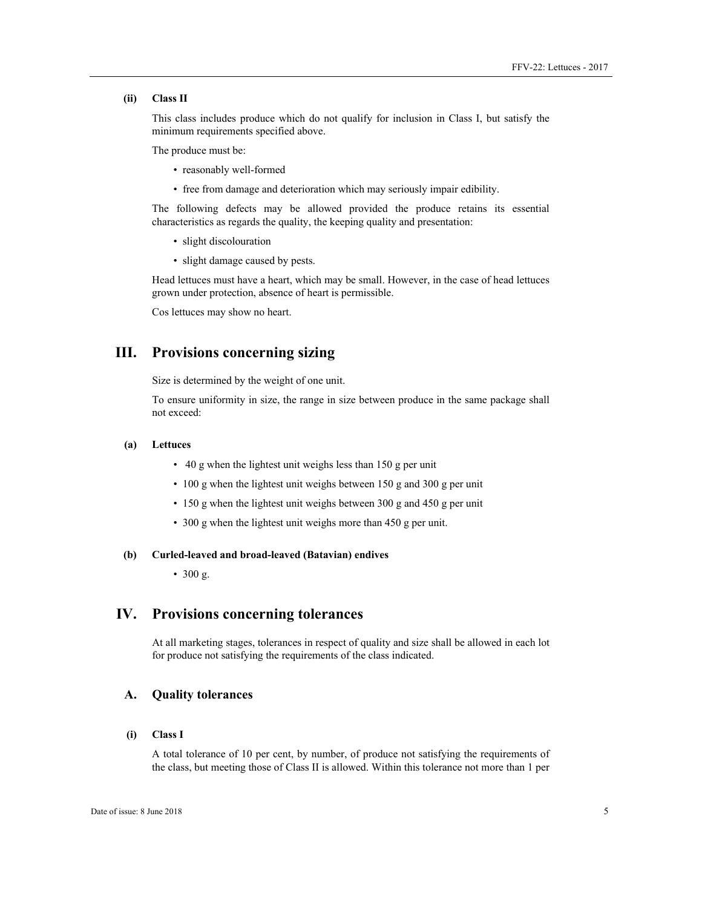### (ii) Class II

This class includes produce which do not qualify for inclusion in Class I, but satisfy the minimum requirements specified above.

The produce must be:

- reasonably well-formed
- free from damage and deterioration which may seriously impair edibility.

The following defects may be allowed provided the produce retains its essential characteristics as regards the quality, the keeping quality and presentation:

- slight discolouration
- slight damage caused by pests.

Head lettuces must have a heart, which may be small. However, in the case of head lettuces grown under protection, absence of heart is permissible.

Cos lettuces may show no heart.

## III. Provisions concerning sizing

Size is determined by the weight of one unit.

To ensure uniformity in size, the range in size between produce in the same package shall not exceed:

### (a) Lettuces

- 40 g when the lightest unit weighs less than 150 g per unit
- 100 g when the lightest unit weighs between 150 g and 300 g per unit
- 150 g when the lightest unit weighs between 300 g and 450 g per unit
- 300 g when the lightest unit weighs more than 450 g per unit.

### (b) Curled-leaved and broad-leaved (Batavian) endives

- 300 g.

## IV. Provisions concerning tolerances

At all marketing stages, tolerances in respect of quality and size shall be allowed in each lot for produce not satisfying the requirements of the class indicated.

### A. Quality tolerances

### (i) Class I

A total tolerance of 10 per cent, by number, of produce not satisfying the requirements of the class, but meeting those of Class II is allowed. Within this tolerance not more than 1 per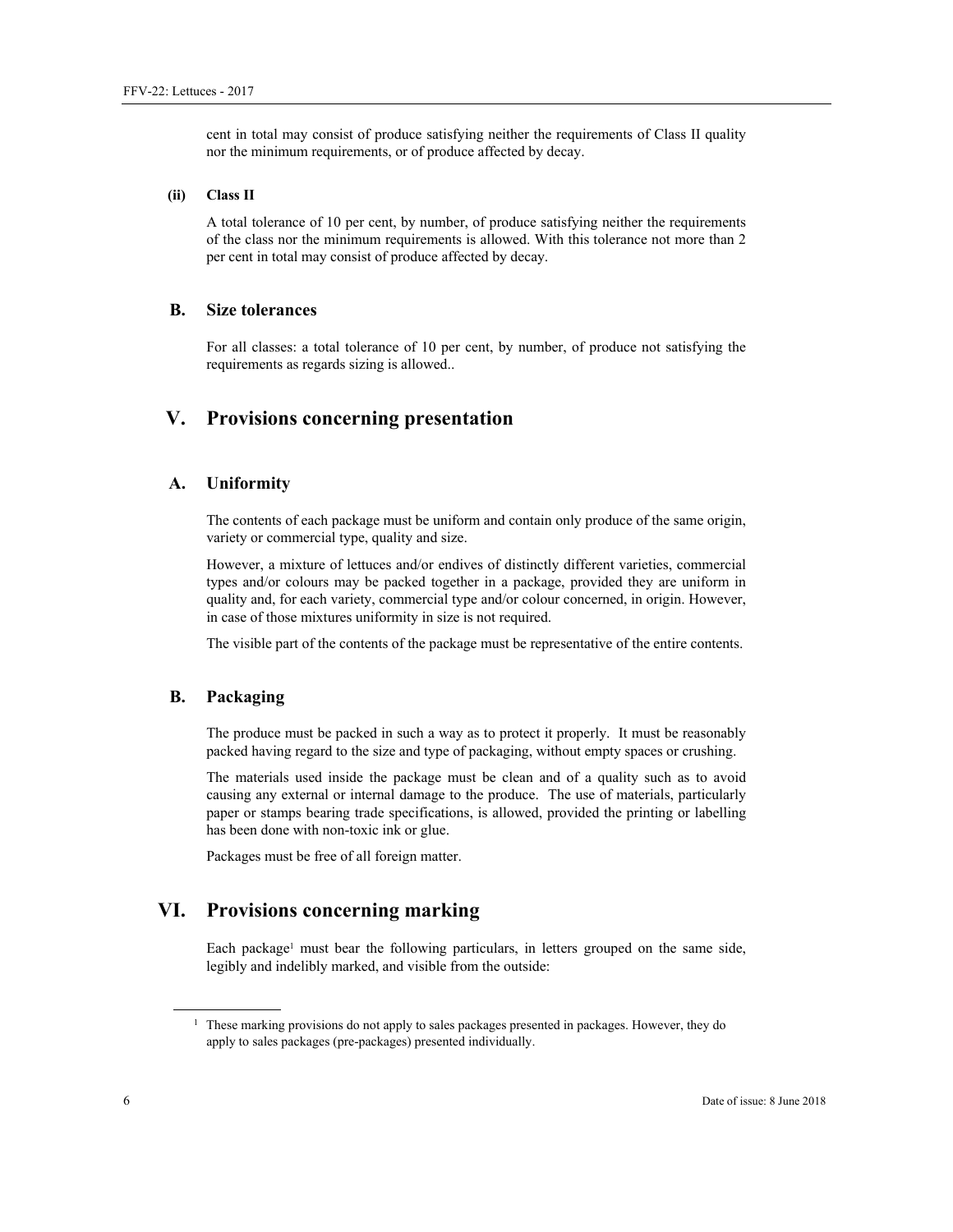cent in total may consist of produce satisfying neither the requirements of Class II quality nor the minimum requirements, or of produce affected by decay.

**(ii) Class II**

A total tolerance of 10 per cent, by number, of produce satisfying neither the requirements of the class nor the minimum requirements is allowed. With this tolerance not more than 2 per cent in total may consist of produce affected by decay.

### B. Size tolerances

For all classes: a total tolerance of 10 per cent, by number, of produce not satisfying the requirements as regards sizing is allowed..

## V. Provisions concerning presentation

### A. Uniformity

The contents of each package must be uniform and contain only produce of the same origin, variety or commercial type, quality and size.

However, a mixture of lettuces and/or endives of distinctly different varieties, commercial types and/or colours may be packed together in a package, provided they are uniform in quality and, for each variety, commercial type and/or colour concerned, in origin. However, in case of those mixtures uniformity in size is not required.

The visible part of the contents of the package must be representative of the entire contents.

### B. Packaging

The produce must be packed in such a way as to protect it properly. It must be reasonably packed having regard to the size and type of packaging, without empty spaces or crushing.

The materials used inside the package must be clean and of a quality such as to avoid causing any external or internal damage to the produce. The use of materials, particularly paper or stamps bearing trade specifications, is allowed, provided the printing or labelling has been done with non-toxic ink or glue.

Packages must be free of all foreign matter.

## VI. Provisions concerning marking

Each package[1] must bear the following particulars, in letters grouped on the same side, legibly and indelibly marked, and visible from the outside:

[1] These marking provisions do not apply to sales packages presented in packages. However, they do apply to sales packages (pre-packages) presented individually.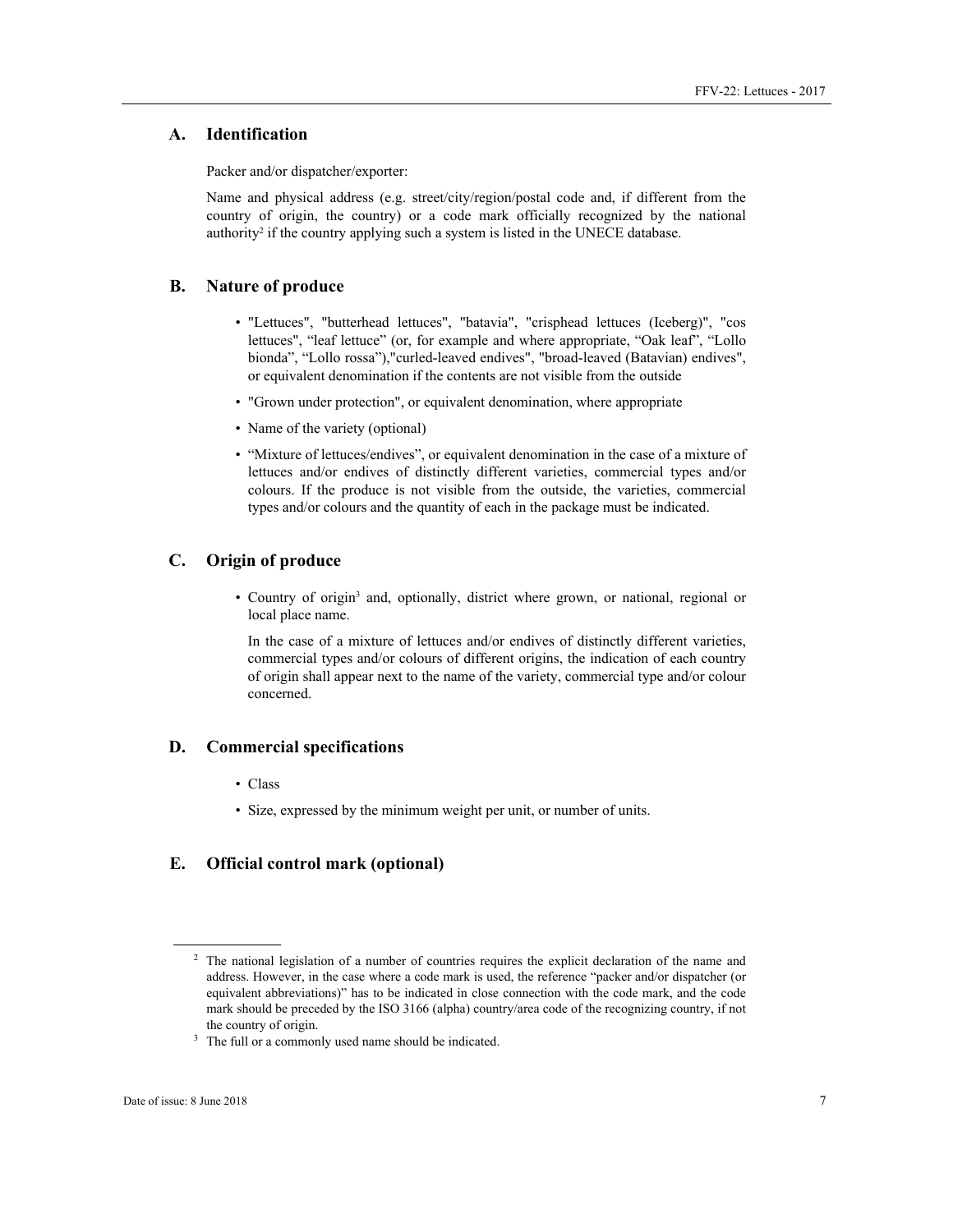## A. Identification

Packer and/or dispatcher/exporter:

Name and physical address (e.g. street/city/region/postal code and, if different from the country of origin, the country) or a code mark officially recognized by the national authority[2] if the country applying such a system is listed in the UNECE database.

## B. Nature of produce

- "Lettuces", "butterhead lettuces", "batavia", "crisphead lettuces (Iceberg)", "cos lettuces", "leaf lettuce" (or, for example and where appropriate, "Oak leaf", "Lollo bionda", "Lollo rossa"),"curled-leaved endives", "broad-leaved (Batavian) endives", or equivalent denomination if the contents are not visible from the outside
- "Grown under protection", or equivalent denomination, where appropriate
- Name of the variety (optional)
- "Mixture of lettuces/endives", or equivalent denomination in the case of a mixture of lettuces and/or endives of distinctly different varieties, commercial types and/or colours. If the produce is not visible from the outside, the varieties, commercial types and/or colours and the quantity of each in the package must be indicated.

## C. Origin of produce

- Country of origin[3] and, optionally, district where grown, or national, regional or local place name.

  In the case of a mixture of lettuces and/or endives of distinctly different varieties, commercial types and/or colours of different origins, the indication of each country of origin shall appear next to the name of the variety, commercial type and/or colour concerned.

## D. Commercial specifications

- Class
- Size, expressed by the minimum weight per unit, or number of units.

## E. Official control mark (optional)

---

[2] The national legislation of a number of countries requires the explicit declaration of the name and address. However, in the case where a code mark is used, the reference "packer and/or dispatcher (or equivalent abbreviations)" has to be indicated in close connection with the code mark, and the code mark should be preceded by the ISO 3166 (alpha) country/area code of the recognizing country, if not the country of origin.

[3] The full or a commonly used name should be indicated.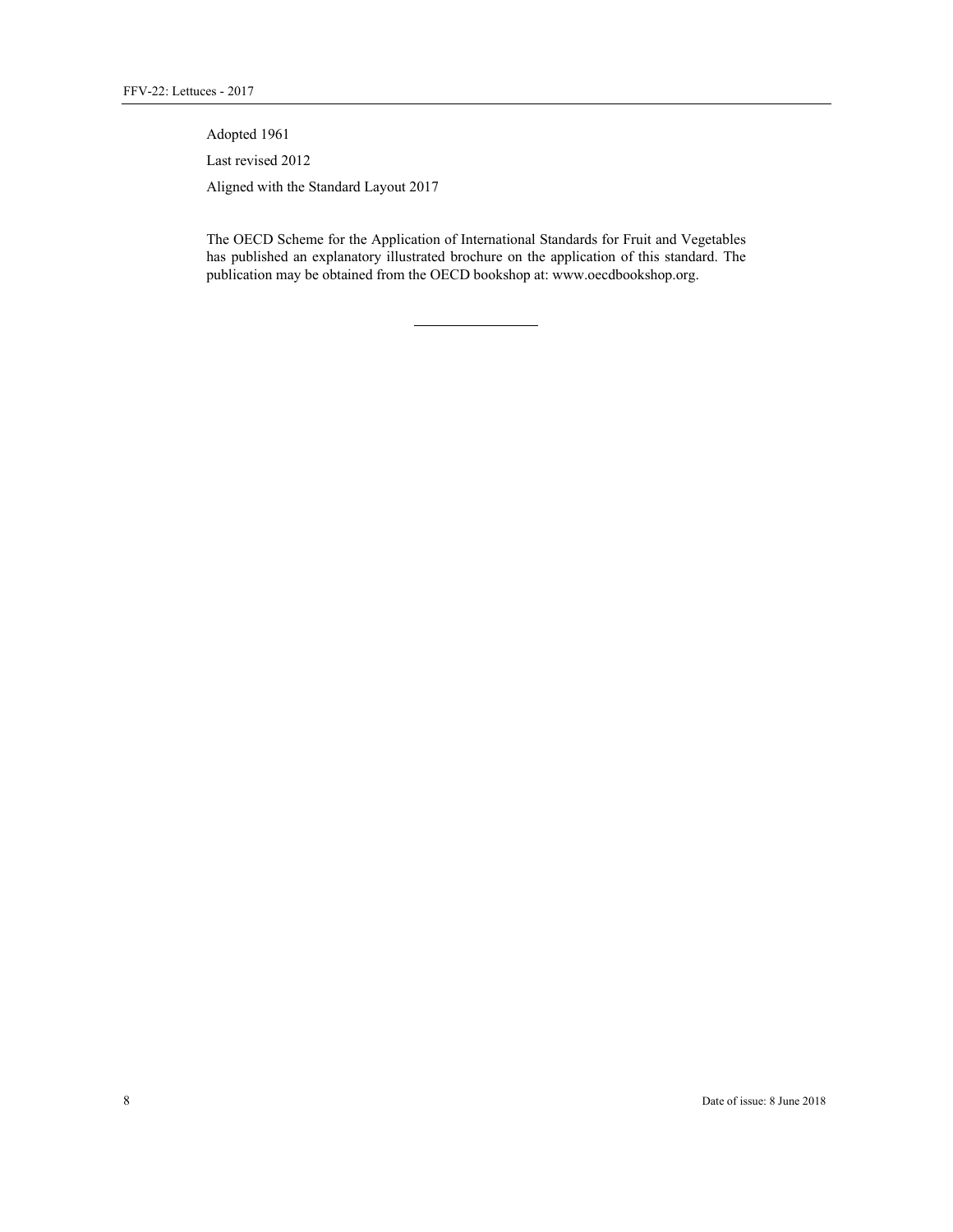Adopted 1961

Last revised 2012

Aligned with the Standard Layout 2017

The OECD Scheme for the Application of International Standards for Fruit and Vegetables has published an explanatory illustrated brochure on the application of this standard. The publication may be obtained from the OECD bookshop at: www.oecdbookshop.org.

---